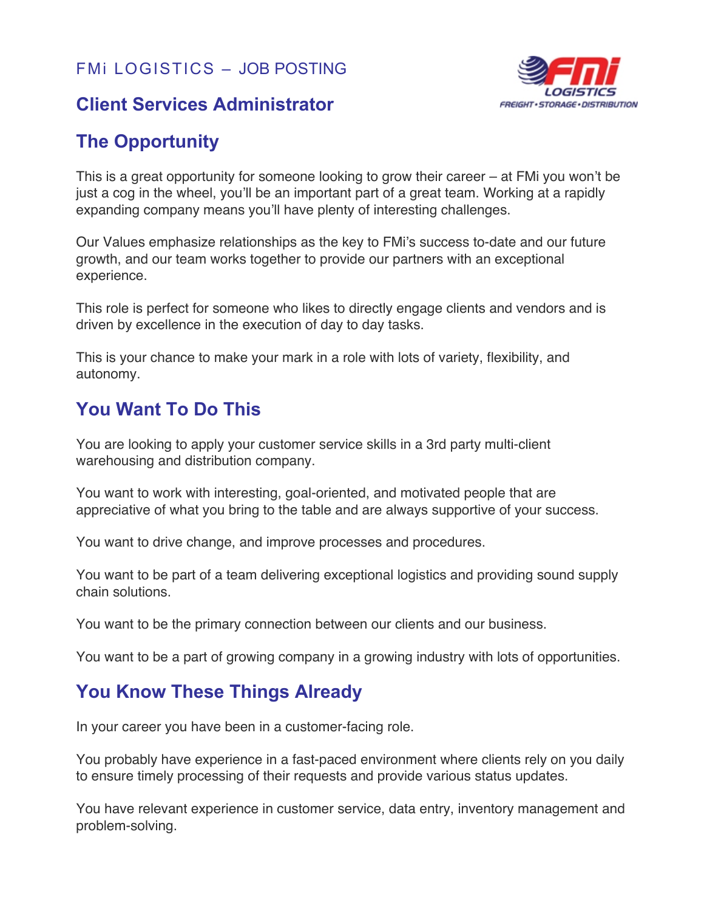FMi LOGISTICS – JOB POSTING

# Client Services Administrator

## The Opportunity

This is a great opportunity for someone looking to grow their career – at FMi you won't be just a cog in the wheel, you'll be an important part of a great team. Working at a rapidly expanding company means you'll have plenty of interesting challenges.

Our Values emphasize relationships as the key to FMi's success to-date and our future growth, and our team works together to provide our partners with an exceptional experience.

This role is perfect for someone who likes to directly engage clients and vendors and is driven by excellence in the execution of day to day tasks.

This is your chance to make your mark in a role with lots of variety, flexibility, and autonomy.

## You Want To Do This

You are looking to apply your customer service skills in a 3rd party multi-client warehousing and distribution company.

You want to work with interesting, goal-oriented, and motivated people that are appreciative of what you bring to the table and are always supportive of your success.

You want to drive change, and improve processes and procedures.

You want to be part of a team delivering exceptional logistics and providing sound supply chain solutions.

You want to be the primary connection between our clients and our business.

You want to be a part of growing company in a growing industry with lots of opportunities.

## You Know These Things Already

In your career you have been in a customer-facing role.

You probably have experience in a fast-paced environment where clients rely on you daily to ensure timely processing of their requests and provide various status updates.

You have relevant experience in customer service, data entry, inventory management and problem-solving.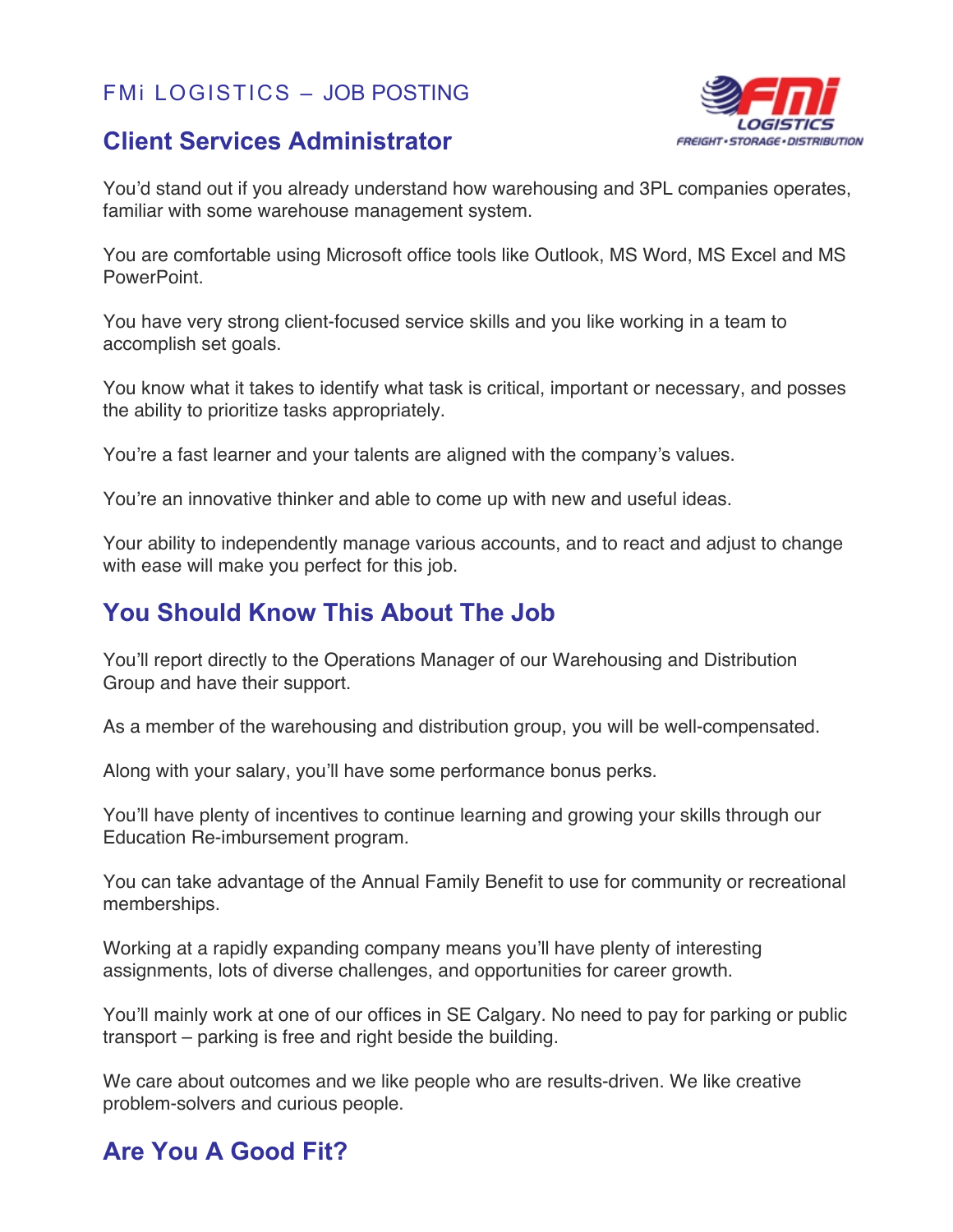FMi LOGISTICS – JOB POSTING

## Client Services Administrator

You'd stand out if you already understand how warehousing and 3PL companies operates, familiar with some warehouse management system.

You are comfortable using Microsoft office tools like Outlook, MS Word, MS Excel and MS PowerPoint.

You have very strong client-focused service skills and you like working in a team to accomplish set goals.

You know what it takes to identify what task is critical, important or necessary, and posses the ability to prioritize tasks appropriately.

You're a fast learner and your talents are aligned with the company's values.

You're an innovative thinker and able to come up with new and useful ideas.

Your ability to independently manage various accounts, and to react and adjust to change with ease will make you perfect for this job.

## You Should Know This About The Job

You'll report directly to the Operations Manager of our Warehousing and Distribution Group and have their support.

As a member of the warehousing and distribution group, you will be well-compensated.

Along with your salary, you'll have some performance bonus perks.

You'll have plenty of incentives to continue learning and growing your skills through our Education Re-imbursement program.

You can take advantage of the Annual Family Benefit to use for community or recreational memberships.

Working at a rapidly expanding company means you'll have plenty of interesting assignments, lots of diverse challenges, and opportunities for career growth.

You'll mainly work at one of our offices in SE Calgary. No need to pay for parking or public transport – parking is free and right beside the building.

We care about outcomes and we like people who are results-driven. We like creative problem-solvers and curious people.

## Are You A Good Fit?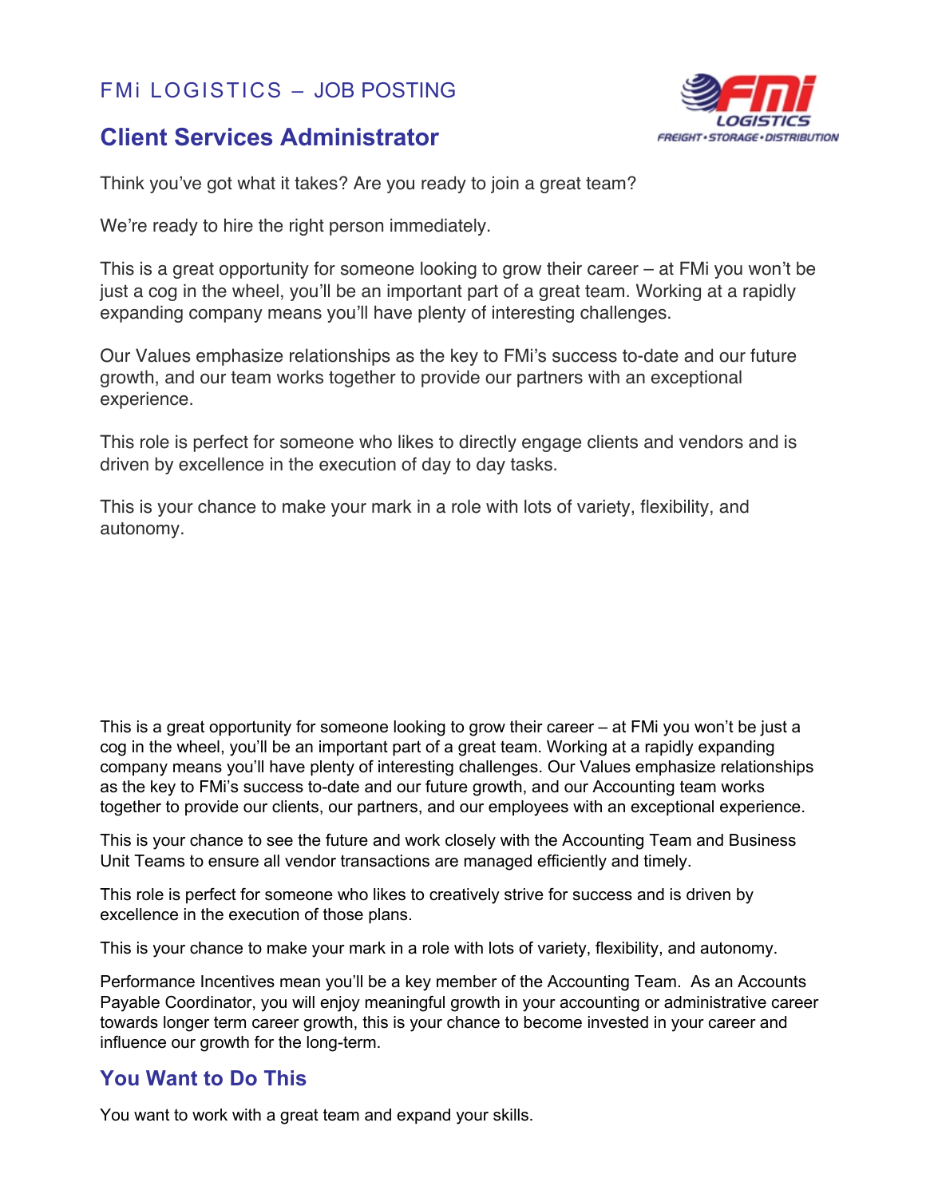FMi LOGISTICS – JOB POSTING

## Client Services Administrator

Think you've got what it takes? Are you ready to join a great team?

We're ready to hire the right person immediately.

This is a great opportunity for someone looking to grow their career – at FMi you won't be just a cog in the wheel, you'll be an important part of a great team. Working at a rapidly expanding company means you'll have plenty of interesting challenges.

Our Values emphasize relationships as the key to FMi's success to-date and our future growth, and our team works together to provide our partners with an exceptional experience.

This role is perfect for someone who likes to directly engage clients and vendors and is driven by excellence in the execution of day to day tasks.

This is your chance to make your mark in a role with lots of variety, flexibility, and autonomy.

This is a great opportunity for someone looking to grow their career – at FMi you won't be just a cog in the wheel, you'll be an important part of a great team. Working at a rapidly expanding company means you'll have plenty of interesting challenges. Our Values emphasize relationships as the key to FMi's success to-date and our future growth, and our Accounting team works together to provide our clients, our partners, and our employees with an exceptional experience.

This is your chance to see the future and work closely with the Accounting Team and Business Unit Teams to ensure all vendor transactions are managed efficiently and timely.

This role is perfect for someone who likes to creatively strive for success and is driven by excellence in the execution of those plans.

This is your chance to make your mark in a role with lots of variety, flexibility, and autonomy.

Performance Incentives mean you'll be a key member of the Accounting Team. As an Accounts Payable Coordinator, you will enjoy meaningful growth in your accounting or administrative career towards longer term career growth, this is your chance to become invested in your career and influence our growth for the long-term.

## You Want to Do This

You want to work with a great team and expand your skills.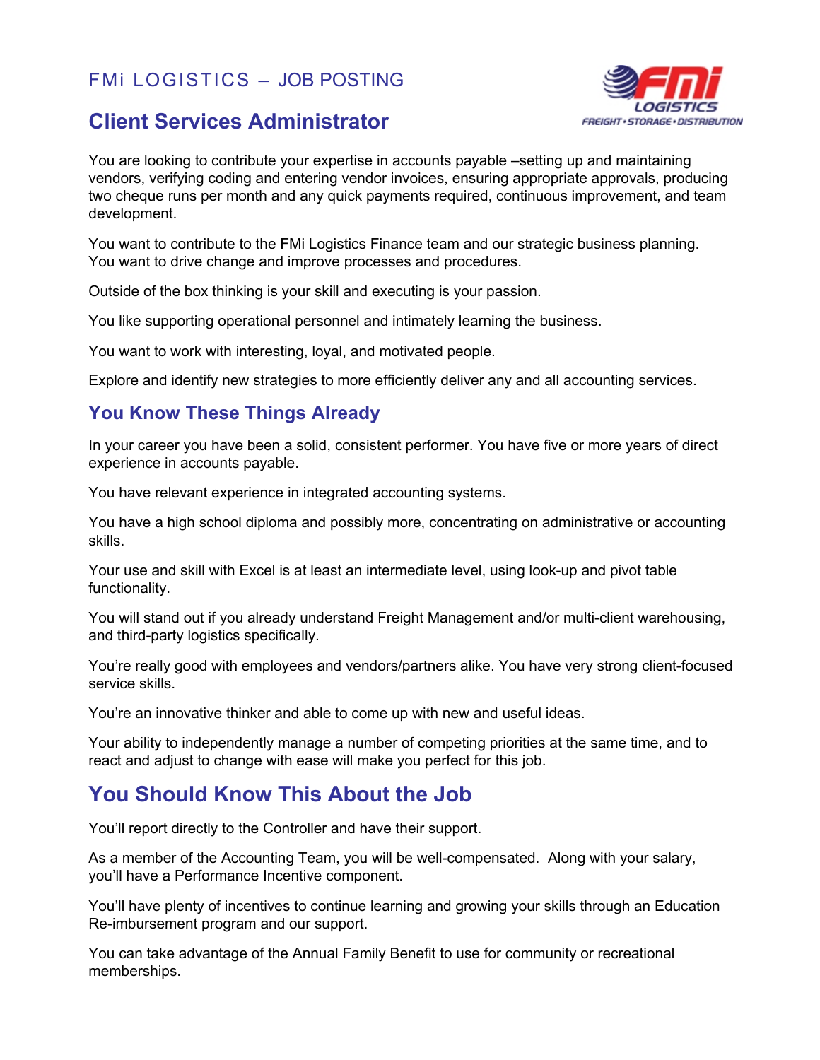FMi LOGISTICS – JOB POSTING

# Client Services Administrator

You are looking to contribute your expertise in accounts payable –setting up and maintaining vendors, verifying coding and entering vendor invoices, ensuring appropriate approvals, producing two cheque runs per month and any quick payments required, continuous improvement, and team development.

You want to contribute to the FMi Logistics Finance team and our strategic business planning. You want to drive change and improve processes and procedures.

Outside of the box thinking is your skill and executing is your passion.

You like supporting operational personnel and intimately learning the business.

You want to work with interesting, loyal, and motivated people.

Explore and identify new strategies to more efficiently deliver any and all accounting services.

## You Know These Things Already

In your career you have been a solid, consistent performer. You have five or more years of direct experience in accounts payable.

You have relevant experience in integrated accounting systems.

You have a high school diploma and possibly more, concentrating on administrative or accounting skills.

Your use and skill with Excel is at least an intermediate level, using look-up and pivot table functionality.

You will stand out if you already understand Freight Management and/or multi-client warehousing, and third-party logistics specifically.

You're really good with employees and vendors/partners alike. You have very strong client-focused service skills.

You're an innovative thinker and able to come up with new and useful ideas.

Your ability to independently manage a number of competing priorities at the same time, and to react and adjust to change with ease will make you perfect for this job.

## You Should Know This About the Job

You'll report directly to the Controller and have their support.

As a member of the Accounting Team, you will be well-compensated. Along with your salary, you'll have a Performance Incentive component.

You'll have plenty of incentives to continue learning and growing your skills through an Education Re-imbursement program and our support.

You can take advantage of the Annual Family Benefit to use for community or recreational memberships.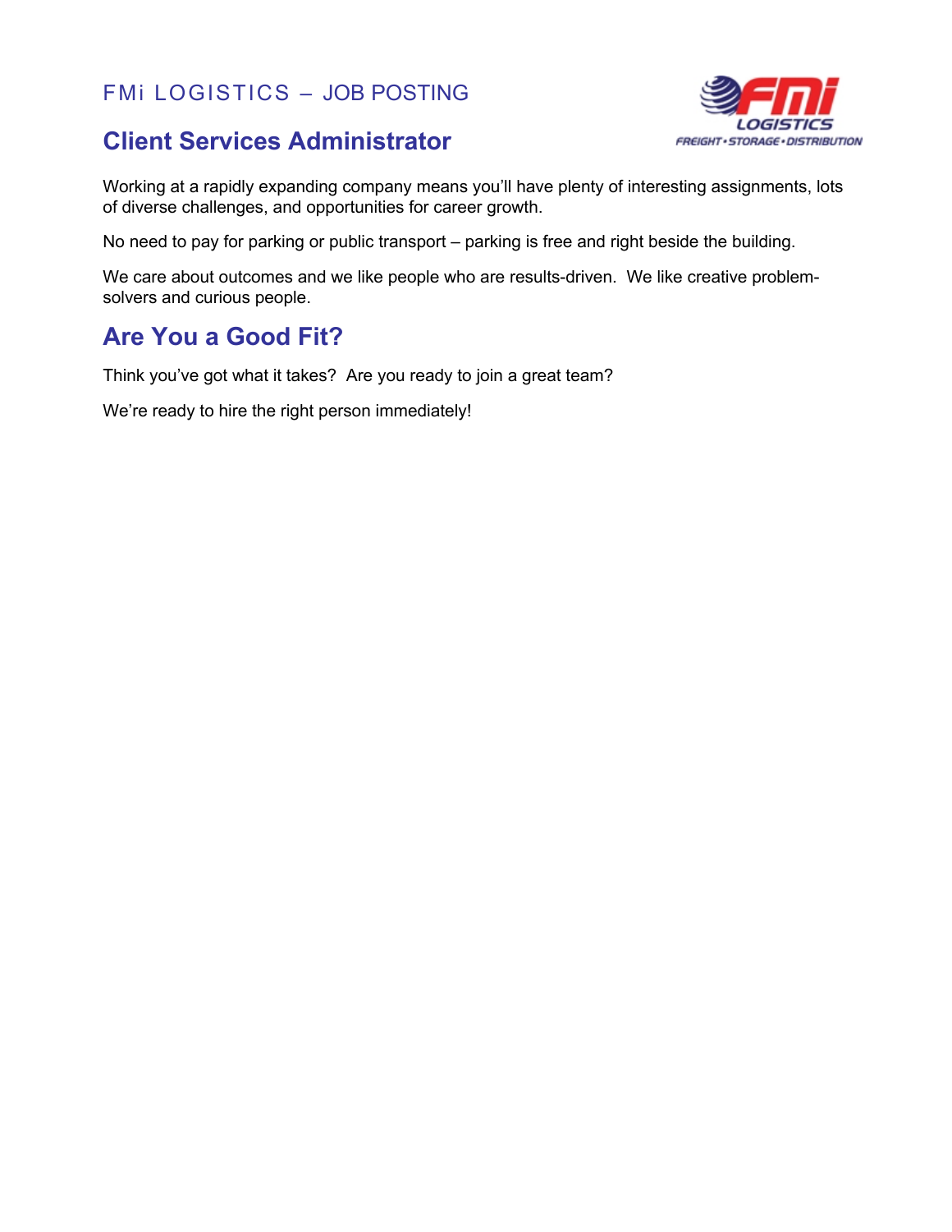FMi LOGISTICS – JOB POSTING

## Client Services Administrator

Working at a rapidly expanding company means you'll have plenty of interesting assignments, lots of diverse challenges, and opportunities for career growth.

No need to pay for parking or public transport – parking is free and right beside the building.

We care about outcomes and we like people who are results-driven. We like creative problem-solvers and curious people.

## Are You a Good Fit?

Think you've got what it takes? Are you ready to join a great team?

We're ready to hire the right person immediately!